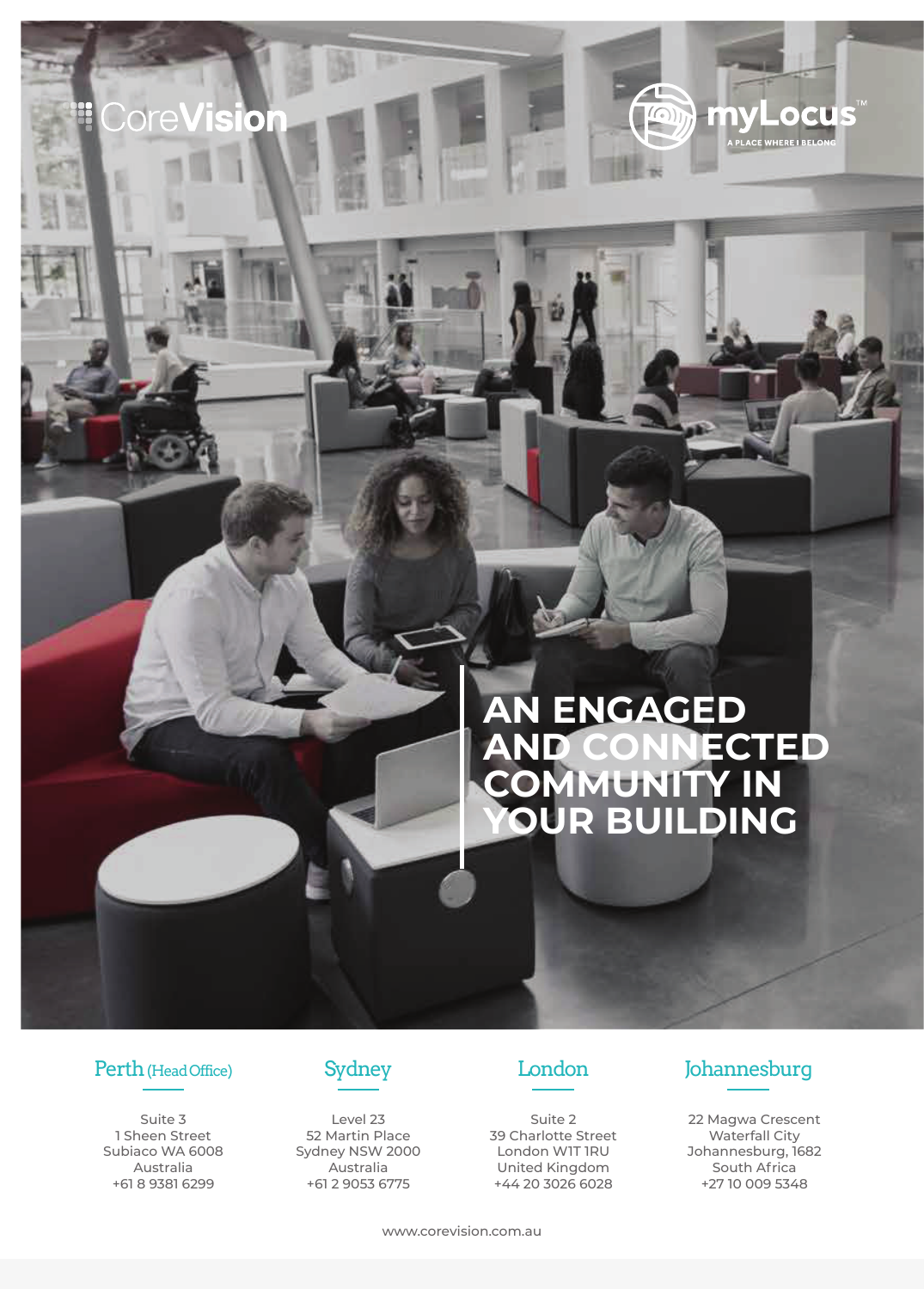CoreVision

myLocus™
A PLACE WHERE I BELONG

# AN ENGAGED AND CONNECTED COMMUNITY IN YOUR BUILDING

### Perth (Head Office)

Suite 3
1 Sheen Street
Subiaco WA 6008
Australia
+61 8 9381 6299

### Sydney

Level 23
52 Martin Place
Sydney NSW 2000
Australia
+61 2 9053 6775

### London

Suite 2
39 Charlotte Street
London W1T 1RU
United Kingdom
+44 20 3026 6028

### Johannesburg

22 Magwa Crescent
Waterfall City
Johannesburg, 1682
South Africa
+27 10 009 5348

www.corevision.com.au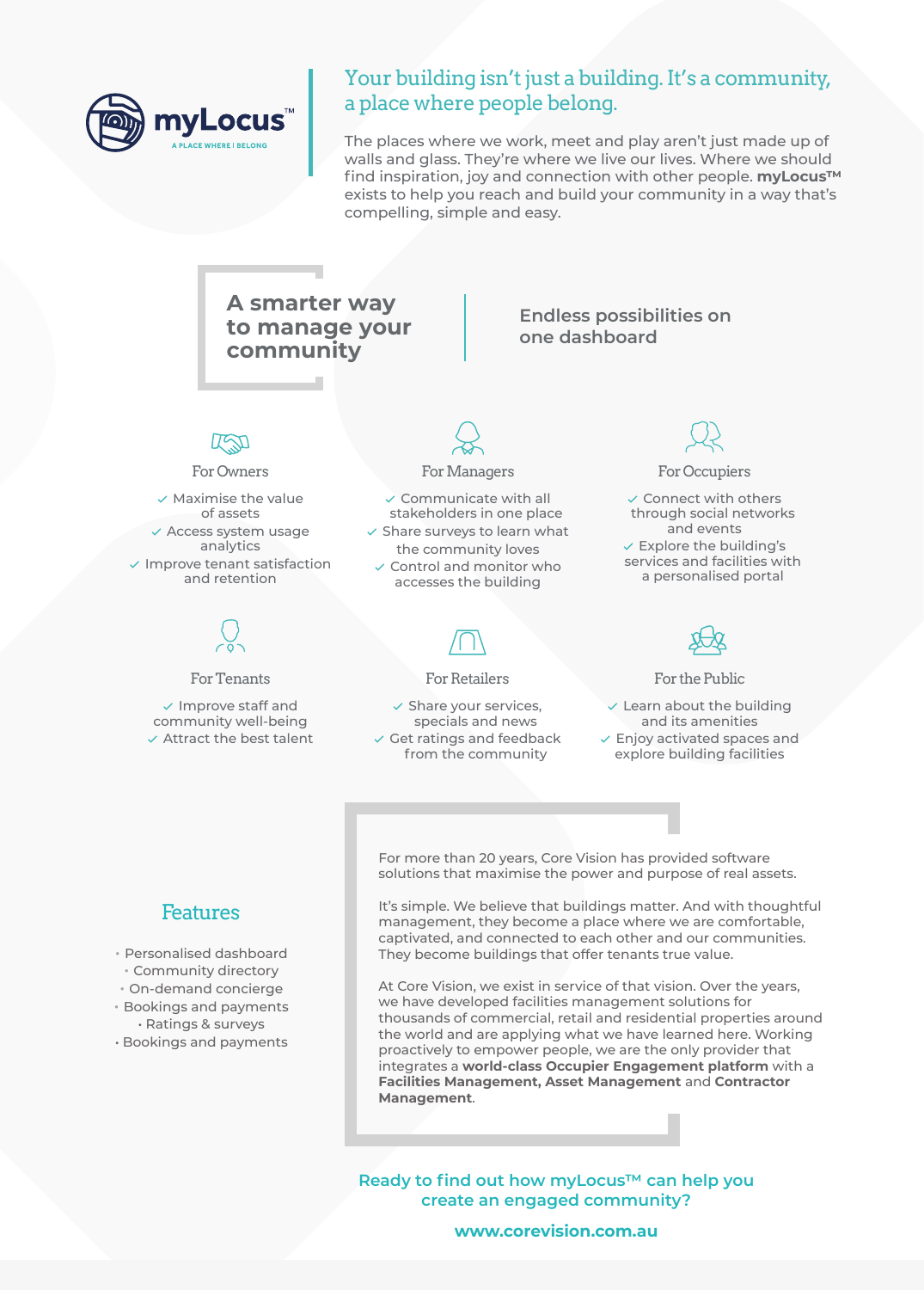myLocus™

A PLACE WHERE I BELONG

## Your building isn't just a building. It's a community, a place where people belong.

The places where we work, meet and play aren't just made up of walls and glass. They're where we live our lives. Where we should find inspiration, joy and connection with other people. **myLocus™** exists to help you reach and build your community in a way that's compelling, simple and easy.

## A smarter way to manage your community

### Endless possibilities on one dashboard

#### For Owners

- Maximise the value of assets
- Access system usage analytics
- Improve tenant satisfaction and retention

#### For Managers

- Communicate with all stakeholders in one place
- Share surveys to learn what the community loves
- Control and monitor who accesses the building

#### For Occupiers

- Connect with others through social networks and events
- Explore the building's services and facilities with a personalised portal

#### For Tenants

- Improve staff and community well-being
- Attract the best talent

#### For Retailers

- Share your services, specials and news
- Get ratings and feedback from the community

#### For the Public

- Learn about the building and its amenities
- Enjoy activated spaces and explore building facilities

## Features

- Personalised dashboard
- Community directory
- On-demand concierge
- Bookings and payments
- Ratings & surveys
- Bookings and payments

For more than 20 years, Core Vision has provided software solutions that maximise the power and purpose of real assets.

It's simple. We believe that buildings matter. And with thoughtful management, they become a place where we are comfortable, captivated, and connected to each other and our communities. They become buildings that offer tenants true value.

At Core Vision, we exist in service of that vision. Over the years, we have developed facilities management solutions for thousands of commercial, retail and residential properties around the world and are applying what we have learned here. Working proactively to empower people, we are the only provider that integrates a **world-class Occupier Engagement platform** with a **Facilities Management, Asset Management** and **Contractor Management**.

**Ready to find out how myLocus™ can help you create an engaged community?**

**www.corevision.com.au**